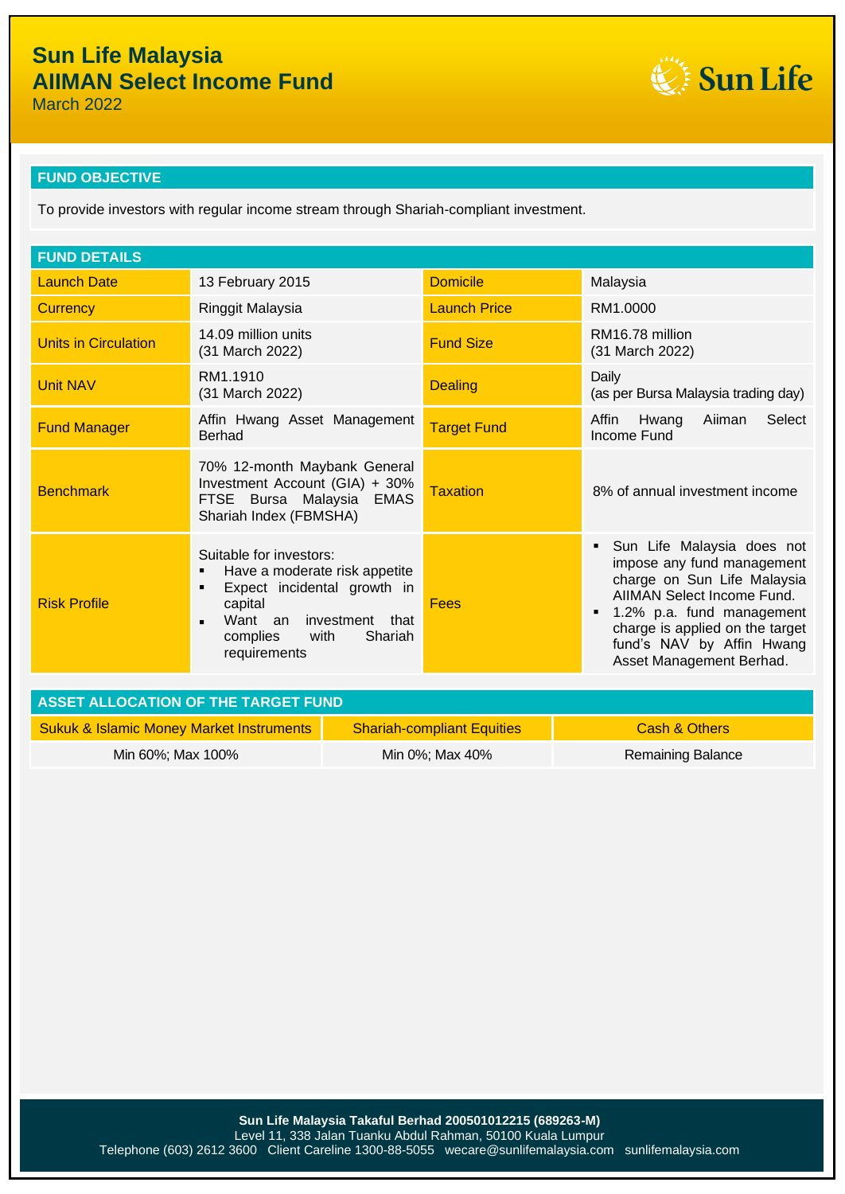# Sun Life Malaysia
# AIIMAN Select Income Fund

March 2022

## FUND OBJECTIVE

To provide investors with regular income stream through Shariah-compliant investment.

## FUND DETAILS

| | | | |
|---|---|---|---|
| Launch Date | 13 February 2015 | Domicile | Malaysia |
| Currency | Ringgit Malaysia | Launch Price | RM1.0000 |
| Units in Circulation | 14.09 million units (31 March 2022) | Fund Size | RM16.78 million (31 March 2022) |
| Unit NAV | RM1.1910 (31 March 2022) | Dealing | Daily (as per Bursa Malaysia trading day) |
| Fund Manager | Affin Hwang Asset Management Berhad | Target Fund | Affin Hwang Aiiman Select Income Fund |
| Benchmark | 70% 12-month Maybank General Investment Account (GIA) + 30% FTSE Bursa Malaysia EMAS Shariah Index (FBMSHA) | Taxation | 8% of annual investment income |
| Risk Profile | Suitable for investors:<br>▪ Have a moderate risk appetite<br>▪ Expect incidental growth in capital<br>▪ Want an investment that complies with Shariah requirements | Fees | ▪ Sun Life Malaysia does not impose any fund management charge on Sun Life Malaysia AIIMAN Select Income Fund.<br>▪ 1.2% p.a. fund management charge is applied on the target fund's NAV by Affin Hwang Asset Management Berhad. |

## ASSET ALLOCATION OF THE TARGET FUND

| Sukuk & Islamic Money Market Instruments | Shariah-compliant Equities | Cash & Others |
|---|---|---|
| Min 60%; Max 100% | Min 0%; Max 40% | Remaining Balance |

**Sun Life Malaysia Takaful Berhad 200501012215 (689263-M)**
Level 11, 338 Jalan Tuanku Abdul Rahman, 50100 Kuala Lumpur
Telephone (603) 2612 3600 Client Careline 1300-88-5055 wecare@sunlifemalaysia.com sunlifemalaysia.com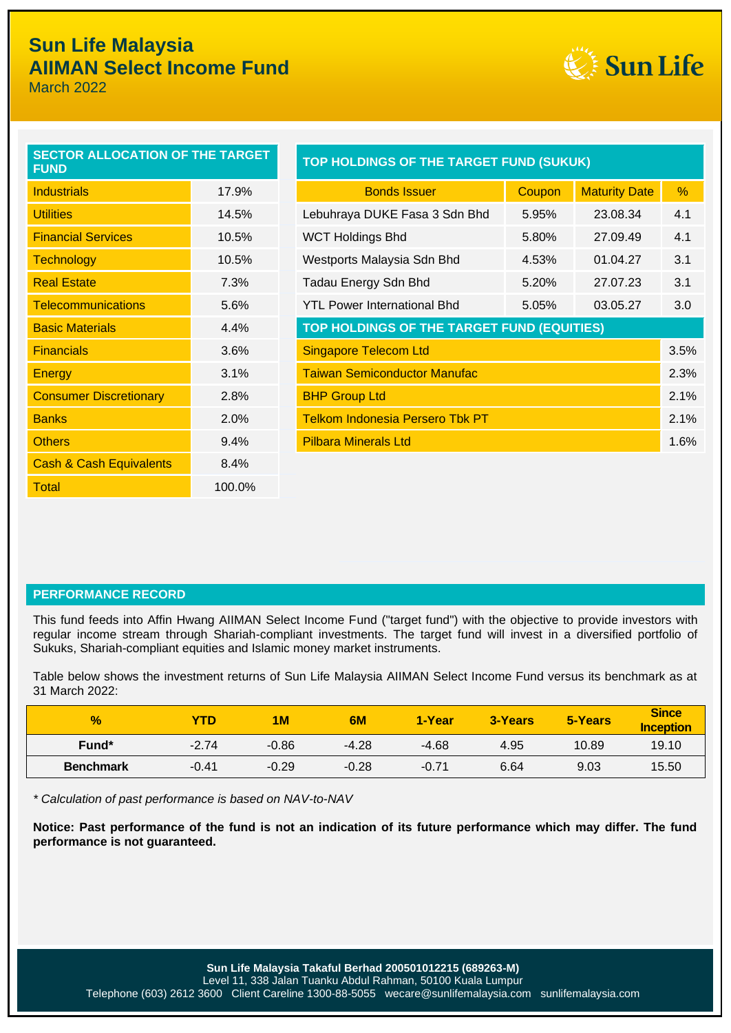# Sun Life Malaysia
## AIIMAN Select Income Fund
March 2022

### SECTOR ALLOCATION OF THE TARGET FUND

| Sector | % |
|---|---|
| Industrials | 17.9% |
| Utilities | 14.5% |
| Financial Services | 10.5% |
| Technology | 10.5% |
| Real Estate | 7.3% |
| Telecommunications | 5.6% |
| Basic Materials | 4.4% |
| Financials | 3.6% |
| Energy | 3.1% |
| Consumer Discretionary | 2.8% |
| Banks | 2.0% |
| Others | 9.4% |
| Cash & Cash Equivalents | 8.4% |
| Total | 100.0% |

### TOP HOLDINGS OF THE TARGET FUND (SUKUK)

| Bonds Issuer | Coupon | Maturity Date | % |
|---|---|---|---|
| Lebuhraya DUKE Fasa 3 Sdn Bhd | 5.95% | 23.08.34 | 4.1 |
| WCT Holdings Bhd | 5.80% | 27.09.49 | 4.1 |
| Westports Malaysia Sdn Bhd | 4.53% | 01.04.27 | 3.1 |
| Tadau Energy Sdn Bhd | 5.20% | 27.07.23 | 3.1 |
| YTL Power International Bhd | 5.05% | 03.05.27 | 3.0 |

### TOP HOLDINGS OF THE TARGET FUND (EQUITIES)

| Holding | % |
|---|---|
| Singapore Telecom Ltd | 3.5% |
| Taiwan Semiconductor Manufac | 2.3% |
| BHP Group Ltd | 2.1% |
| Telkom Indonesia Persero Tbk PT | 2.1% |
| Pilbara Minerals Ltd | 1.6% |

### PERFORMANCE RECORD

This fund feeds into Affin Hwang AIIMAN Select Income Fund ("target fund") with the objective to provide investors with regular income stream through Shariah-compliant investments. The target fund will invest in a diversified portfolio of Sukuks, Shariah-compliant equities and Islamic money market instruments.

Table below shows the investment returns of Sun Life Malaysia AIIMAN Select Income Fund versus its benchmark as at 31 March 2022:

| % | YTD | 1M | 6M | 1-Year | 3-Years | 5-Years | Since Inception |
|---|---|---|---|---|---|---|---|
| Fund* | -2.74 | -0.86 | -4.28 | -4.68 | 4.95 | 10.89 | 19.10 |
| Benchmark | -0.41 | -0.29 | -0.28 | -0.71 | 6.64 | 9.03 | 15.50 |

*\* Calculation of past performance is based on NAV-to-NAV*

**Notice: Past performance of the fund is not an indication of its future performance which may differ. The fund performance is not guaranteed.**

**Sun Life Malaysia Takaful Berhad 200501012215 (689263-M)**
Level 11, 338 Jalan Tuanku Abdul Rahman, 50100 Kuala Lumpur
Telephone (603) 2612 3600 Client Careline 1300-88-5055 wecare@sunlifemalaysia.com sunlifemalaysia.com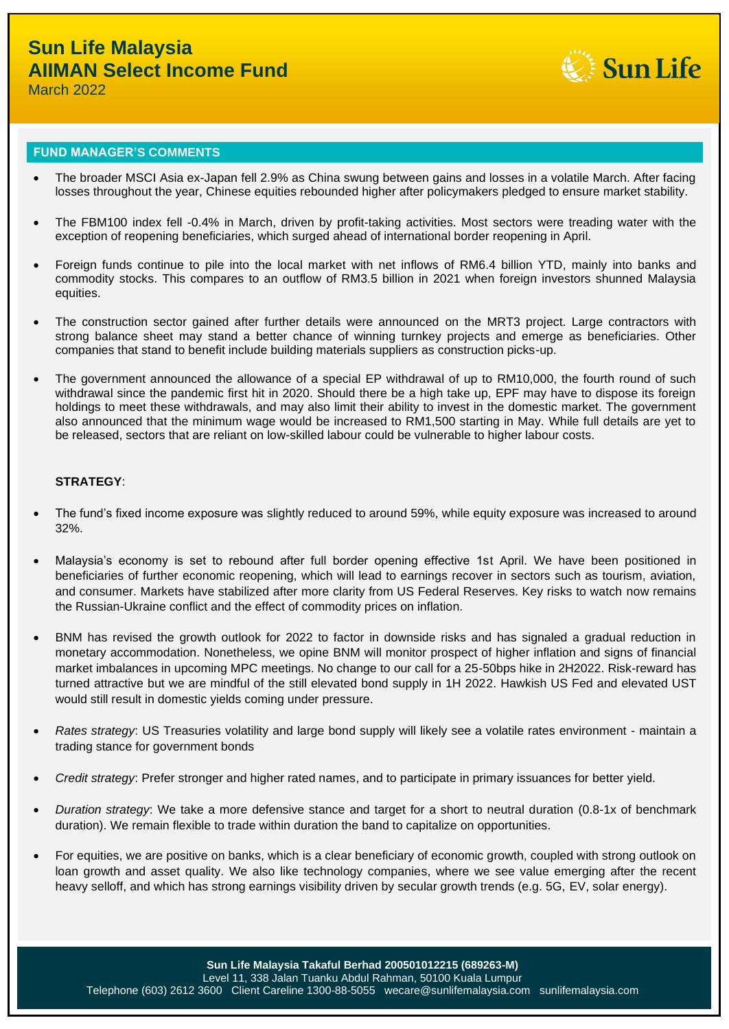# Sun Life Malaysia
# AIIMAN Select Income Fund
March 2022

## FUND MANAGER'S COMMENTS

- The broader MSCI Asia ex-Japan fell 2.9% as China swung between gains and losses in a volatile March. After facing losses throughout the year, Chinese equities rebounded higher after policymakers pledged to ensure market stability.
- The FBM100 index fell -0.4% in March, driven by profit-taking activities. Most sectors were treading water with the exception of reopening beneficiaries, which surged ahead of international border reopening in April.
- Foreign funds continue to pile into the local market with net inflows of RM6.4 billion YTD, mainly into banks and commodity stocks. This compares to an outflow of RM3.5 billion in 2021 when foreign investors shunned Malaysia equities.
- The construction sector gained after further details were announced on the MRT3 project. Large contractors with strong balance sheet may stand a better chance of winning turnkey projects and emerge as beneficiaries. Other companies that stand to benefit include building materials suppliers as construction picks-up.
- The government announced the allowance of a special EP withdrawal of up to RM10,000, the fourth round of such withdrawal since the pandemic first hit in 2020. Should there be a high take up, EPF may have to dispose its foreign holdings to meet these withdrawals, and may also limit their ability to invest in the domestic market. The government also announced that the minimum wage would be increased to RM1,500 starting in May. While full details are yet to be released, sectors that are reliant on low-skilled labour could be vulnerable to higher labour costs.

**STRATEGY**:

- The fund's fixed income exposure was slightly reduced to around 59%, while equity exposure was increased to around 32%.
- Malaysia's economy is set to rebound after full border opening effective 1st April. We have been positioned in beneficiaries of further economic reopening, which will lead to earnings recover in sectors such as tourism, aviation, and consumer. Markets have stabilized after more clarity from US Federal Reserves. Key risks to watch now remains the Russian-Ukraine conflict and the effect of commodity prices on inflation.
- BNM has revised the growth outlook for 2022 to factor in downside risks and has signaled a gradual reduction in monetary accommodation. Nonetheless, we opine BNM will monitor prospect of higher inflation and signs of financial market imbalances in upcoming MPC meetings. No change to our call for a 25-50bps hike in 2H2022. Risk-reward has turned attractive but we are mindful of the still elevated bond supply in 1H 2022. Hawkish US Fed and elevated UST would still result in domestic yields coming under pressure.
- *Rates strategy*: US Treasuries volatility and large bond supply will likely see a volatile rates environment - maintain a trading stance for government bonds
- *Credit strategy*: Prefer stronger and higher rated names, and to participate in primary issuances for better yield.
- *Duration strategy*: We take a more defensive stance and target for a short to neutral duration (0.8-1x of benchmark duration). We remain flexible to trade within duration the band to capitalize on opportunities.
- For equities, we are positive on banks, which is a clear beneficiary of economic growth, coupled with strong outlook on loan growth and asset quality. We also like technology companies, where we see value emerging after the recent heavy selloff, and which has strong earnings visibility driven by secular growth trends (e.g. 5G, EV, solar energy).

**Sun Life Malaysia Takaful Berhad 200501012215 (689263-M)**
Level 11, 338 Jalan Tuanku Abdul Rahman, 50100 Kuala Lumpur
Telephone (603) 2612 3600 Client Careline 1300-88-5055 wecare@sunlifemalaysia.com sunlifemalaysia.com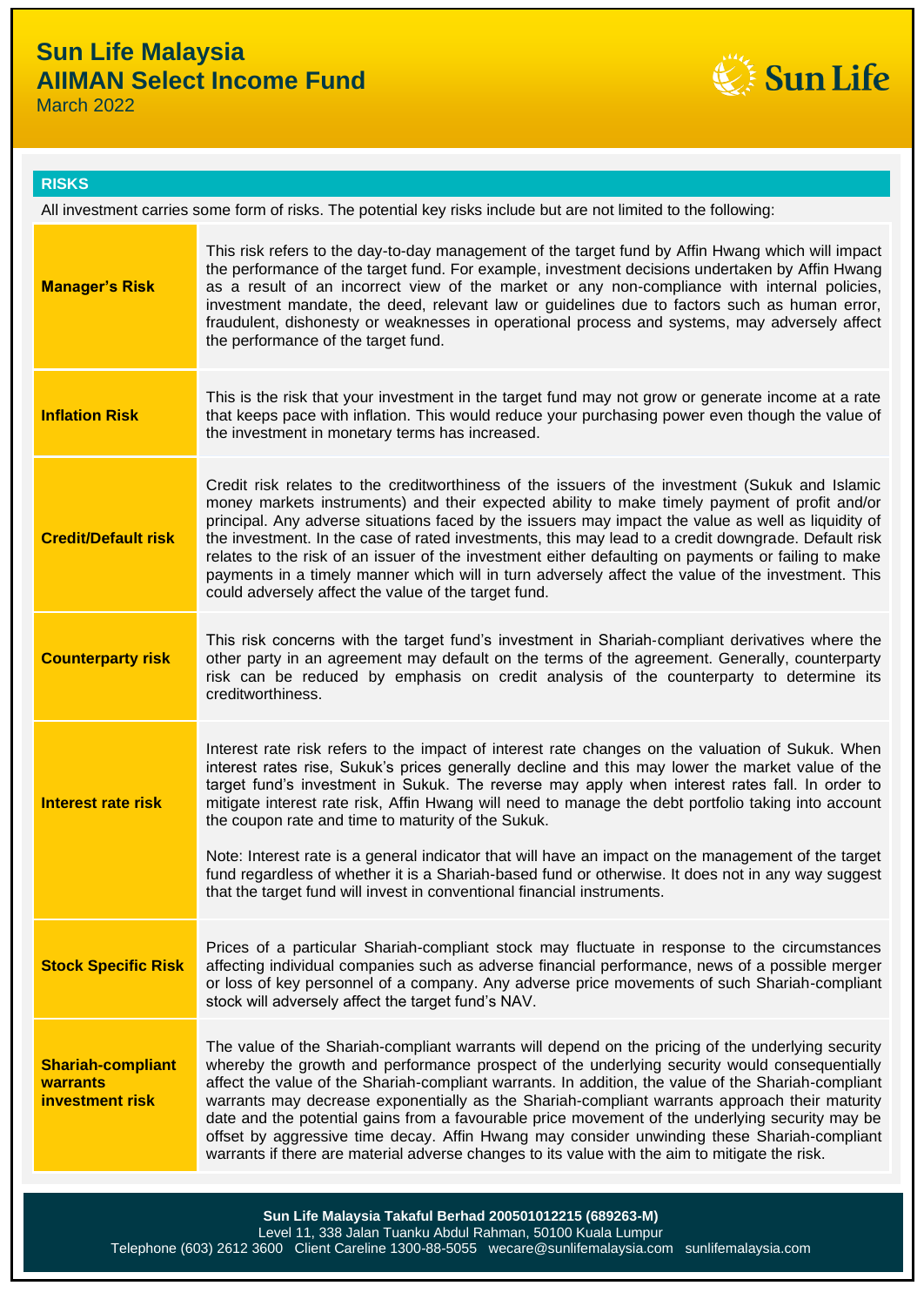# Sun Life Malaysia
## AIIMAN Select Income Fund
March 2022

### RISKS

All investment carries some form of risks. The potential key risks include but are not limited to the following:

| Risk | Description |
|---|---|
| **Manager's Risk** | This risk refers to the day-to-day management of the target fund by Affin Hwang which will impact the performance of the target fund. For example, investment decisions undertaken by Affin Hwang as a result of an incorrect view of the market or any non-compliance with internal policies, investment mandate, the deed, relevant law or guidelines due to factors such as human error, fraudulent, dishonesty or weaknesses in operational process and systems, may adversely affect the performance of the target fund. |
| **Inflation Risk** | This is the risk that your investment in the target fund may not grow or generate income at a rate that keeps pace with inflation. This would reduce your purchasing power even though the value of the investment in monetary terms has increased. |
| **Credit/Default risk** | Credit risk relates to the creditworthiness of the issuers of the investment (Sukuk and Islamic money markets instruments) and their expected ability to make timely payment of profit and/or principal. Any adverse situations faced by the issuers may impact the value as well as liquidity of the investment. In the case of rated investments, this may lead to a credit downgrade. Default risk relates to the risk of an issuer of the investment either defaulting on payments or failing to make payments in a timely manner which will in turn adversely affect the value of the investment. This could adversely affect the value of the target fund. |
| **Counterparty risk** | This risk concerns with the target fund's investment in Shariah-compliant derivatives where the other party in an agreement may default on the terms of the agreement. Generally, counterparty risk can be reduced by emphasis on credit analysis of the counterparty to determine its creditworthiness. |
| **Interest rate risk** | Interest rate risk refers to the impact of interest rate changes on the valuation of Sukuk. When interest rates rise, Sukuk's prices generally decline and this may lower the market value of the target fund's investment in Sukuk. The reverse may apply when interest rates fall. In order to mitigate interest rate risk, Affin Hwang will need to manage the debt portfolio taking into account the coupon rate and time to maturity of the Sukuk.<br><br>Note: Interest rate is a general indicator that will have an impact on the management of the target fund regardless of whether it is a Shariah-based fund or otherwise. It does not in any way suggest that the target fund will invest in conventional financial instruments. |
| **Stock Specific Risk** | Prices of a particular Shariah-compliant stock may fluctuate in response to the circumstances affecting individual companies such as adverse financial performance, news of a possible merger or loss of key personnel of a company. Any adverse price movements of such Shariah-compliant stock will adversely affect the target fund's NAV. |
| **Shariah-compliant warrants investment risk** | The value of the Shariah-compliant warrants will depend on the pricing of the underlying security whereby the growth and performance prospect of the underlying security would consequentially affect the value of the Shariah-compliant warrants. In addition, the value of the Shariah-compliant warrants may decrease exponentially as the Shariah-compliant warrants approach their maturity date and the potential gains from a favourable price movement of the underlying security may be offset by aggressive time decay. Affin Hwang may consider unwinding these Shariah-compliant warrants if there are material adverse changes to its value with the aim to mitigate the risk. |

**Sun Life Malaysia Takaful Berhad 200501012215 (689263-M)**
Level 11, 338 Jalan Tuanku Abdul Rahman, 50100 Kuala Lumpur
Telephone (603) 2612 3600 Client Careline 1300-88-5055 wecare@sunlifemalaysia.com sunlifemalaysia.com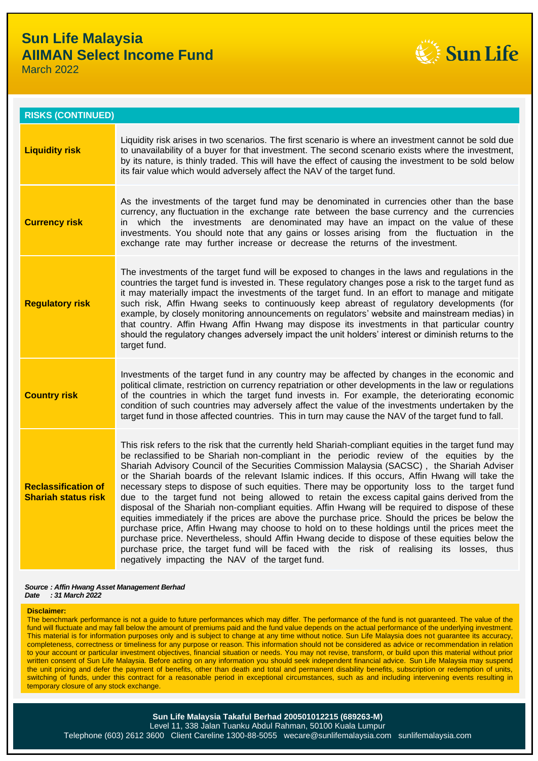# Sun Life Malaysia
# AIIMAN Select Income Fund

March 2022

## RISKS (CONTINUED)

| | |
|---|---|
| **Liquidity risk** | Liquidity risk arises in two scenarios. The first scenario is where an investment cannot be sold due to unavailability of a buyer for that investment. The second scenario exists where the investment, by its nature, is thinly traded. This will have the effect of causing the investment to be sold below its fair value which would adversely affect the NAV of the target fund. |
| **Currency risk** | As the investments of the target fund may be denominated in currencies other than the base currency, any fluctuation in the exchange rate between the base currency and the currencies in which the investments are denominated may have an impact on the value of these investments. You should note that any gains or losses arising from the fluctuation in the exchange rate may further increase or decrease the returns of the investment. |
| **Regulatory risk** | The investments of the target fund will be exposed to changes in the laws and regulations in the countries the target fund is invested in. These regulatory changes pose a risk to the target fund as it may materially impact the investments of the target fund. In an effort to manage and mitigate such risk, Affin Hwang seeks to continuously keep abreast of regulatory developments (for example, by closely monitoring announcements on regulators' website and mainstream medias) in that country. Affin Hwang Affin Hwang may dispose its investments in that particular country should the regulatory changes adversely impact the unit holders' interest or diminish returns to the target fund. |
| **Country risk** | Investments of the target fund in any country may be affected by changes in the economic and political climate, restriction on currency repatriation or other developments in the law or regulations of the countries in which the target fund invests in. For example, the deteriorating economic condition of such countries may adversely affect the value of the investments undertaken by the target fund in those affected countries. This in turn may cause the NAV of the target fund to fall. |
| **Reclassification of Shariah status risk** | This risk refers to the risk that the currently held Shariah-compliant equities in the target fund may be reclassified to be Shariah non-compliant in the periodic review of the equities by the Shariah Advisory Council of the Securities Commission Malaysia (SACSC) , the Shariah Adviser or the Shariah boards of the relevant Islamic indices. If this occurs, Affin Hwang will take the necessary steps to dispose of such equities. There may be opportunity loss to the target fund due to the target fund not being allowed to retain the excess capital gains derived from the disposal of the Shariah non-compliant equities. Affin Hwang will be required to dispose of these equities immediately if the prices are above the purchase price. Should the prices be below the purchase price, Affin Hwang may choose to hold on to these holdings until the prices meet the purchase price. Nevertheless, should Affin Hwang decide to dispose of these equities below the purchase price, the target fund will be faced with the risk of realising its losses, thus negatively impacting the NAV of the target fund. |

***Source : Affin Hwang Asset Management Berhad***
***Date : 31 March 2022***

**Disclaimer:**
The benchmark performance is not a guide to future performances which may differ. The performance of the fund is not guaranteed. The value of the fund will fluctuate and may fall below the amount of premiums paid and the fund value depends on the actual performance of the underlying investment. This material is for information purposes only and is subject to change at any time without notice. Sun Life Malaysia does not guarantee its accuracy, completeness, correctness or timeliness for any purpose or reason. This information should not be considered as advice or recommendation in relation to your account or particular investment objectives, financial situation or needs. You may not revise, transform, or build upon this material without prior written consent of Sun Life Malaysia. Before acting on any information you should seek independent financial advice. Sun Life Malaysia may suspend the unit pricing and defer the payment of benefits, other than death and total and permanent disability benefits, subscription or redemption of units, switching of funds, under this contract for a reasonable period in exceptional circumstances, such as and including intervening events resulting in temporary closure of any stock exchange.

**Sun Life Malaysia Takaful Berhad 200501012215 (689263-M)**
Level 11, 338 Jalan Tuanku Abdul Rahman, 50100 Kuala Lumpur
Telephone (603) 2612 3600 Client Careline 1300-88-5055 wecare@sunlifemalaysia.com sunlifemalaysia.com